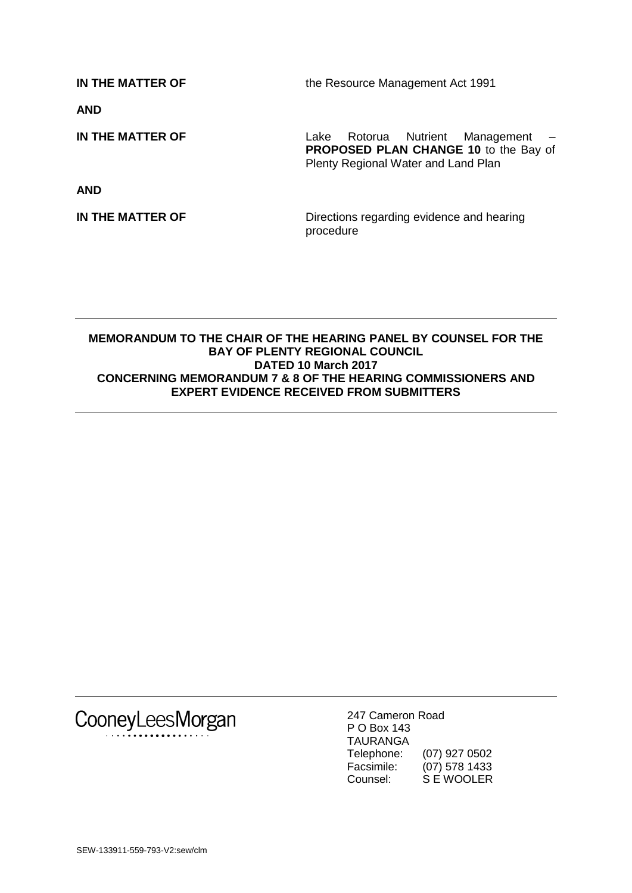| | |
|---|---|
| **IN THE MATTER OF** | the Resource Management Act 1991 |
| **AND** | |
| **IN THE MATTER OF** | Lake Rotorua Nutrient Management – **PROPOSED PLAN CHANGE 10** to the Bay of Plenty Regional Water and Land Plan |
| **AND** | |
| **IN THE MATTER OF** | Directions regarding evidence and hearing procedure |

---

**MEMORANDUM TO THE CHAIR OF THE HEARING PANEL BY COUNSEL FOR THE BAY OF PLENTY REGIONAL COUNCIL**
**DATED 10 March 2017**
**CONCERNING MEMORANDUM 7 & 8 OF THE HEARING COMMISSIONERS AND EXPERT EVIDENCE RECEIVED FROM SUBMITTERS**

---

CooneyLeesMorgan

247 Cameron Road
P O Box 143
TAURANGA
Telephone: (07) 927 0502
Facsimile: (07) 578 1433
Counsel: S E WOOLER

SEW-133911-559-793-V2:sew/clm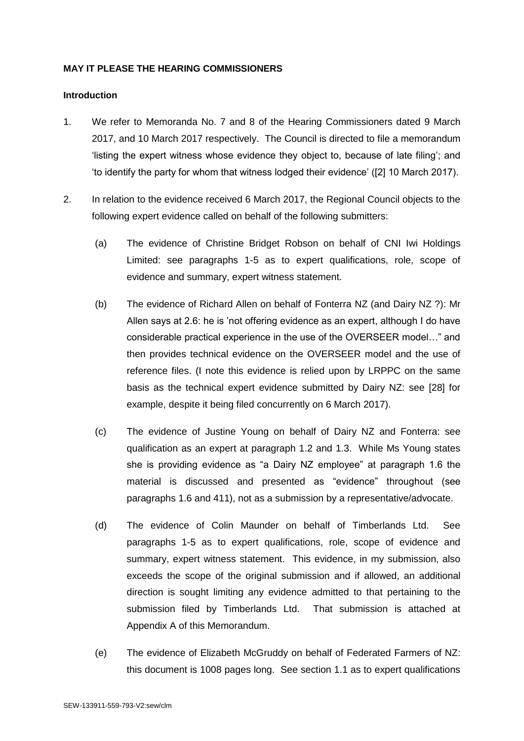**MAY IT PLEASE THE HEARING COMMISSIONERS**

**Introduction**

1. We refer to Memoranda No. 7 and 8 of the Hearing Commissioners dated 9 March 2017, and 10 March 2017 respectively. The Council is directed to file a memorandum 'listing the expert witness whose evidence they object to, because of late filing'; and 'to identify the party for whom that witness lodged their evidence' ([2] 10 March 2017).

2. In relation to the evidence received 6 March 2017, the Regional Council objects to the following expert evidence called on behalf of the following submitters:

   (a) The evidence of Christine Bridget Robson on behalf of CNI Iwi Holdings Limited: see paragraphs 1-5 as to expert qualifications, role, scope of evidence and summary, expert witness statement.

   (b) The evidence of Richard Allen on behalf of Fonterra NZ (and Dairy NZ ?): Mr Allen says at 2.6: he is 'not offering evidence as an expert, although I do have considerable practical experience in the use of the OVERSEER model…" and then provides technical evidence on the OVERSEER model and the use of reference files. (I note this evidence is relied upon by LRPPC on the same basis as the technical expert evidence submitted by Dairy NZ: see [28] for example, despite it being filed concurrently on 6 March 2017).

   (c) The evidence of Justine Young on behalf of Dairy NZ and Fonterra: see qualification as an expert at paragraph 1.2 and 1.3. While Ms Young states she is providing evidence as "a Dairy NZ employee" at paragraph 1.6 the material is discussed and presented as "evidence" throughout (see paragraphs 1.6 and 411), not as a submission by a representative/advocate.

   (d) The evidence of Colin Maunder on behalf of Timberlands Ltd. See paragraphs 1-5 as to expert qualifications, role, scope of evidence and summary, expert witness statement. This evidence, in my submission, also exceeds the scope of the original submission and if allowed, an additional direction is sought limiting any evidence admitted to that pertaining to the submission filed by Timberlands Ltd. That submission is attached at Appendix A of this Memorandum.

   (e) The evidence of Elizabeth McGruddy on behalf of Federated Farmers of NZ: this document is 1008 pages long. See section 1.1 as to expert qualifications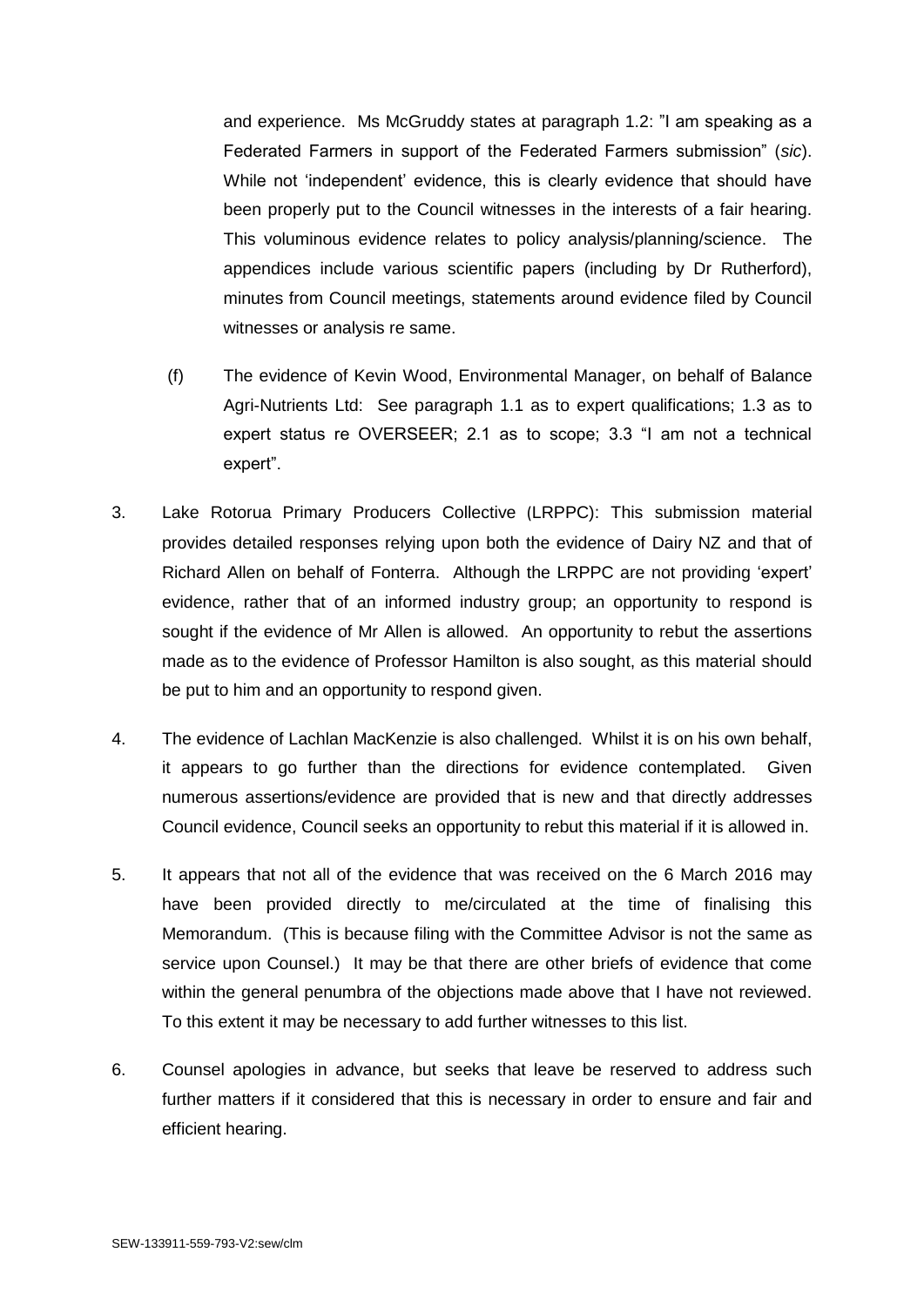and experience. Ms McGruddy states at paragraph 1.2: "I am speaking as a Federated Farmers in support of the Federated Farmers submission" (*sic*). While not 'independent' evidence, this is clearly evidence that should have been properly put to the Council witnesses in the interests of a fair hearing. This voluminous evidence relates to policy analysis/planning/science. The appendices include various scientific papers (including by Dr Rutherford), minutes from Council meetings, statements around evidence filed by Council witnesses or analysis re same.

(f) The evidence of Kevin Wood, Environmental Manager, on behalf of Balance Agri-Nutrients Ltd: See paragraph 1.1 as to expert qualifications; 1.3 as to expert status re OVERSEER; 2.1 as to scope; 3.3 "I am not a technical expert".

3. Lake Rotorua Primary Producers Collective (LRPPC): This submission material provides detailed responses relying upon both the evidence of Dairy NZ and that of Richard Allen on behalf of Fonterra. Although the LRPPC are not providing 'expert' evidence, rather that of an informed industry group; an opportunity to respond is sought if the evidence of Mr Allen is allowed. An opportunity to rebut the assertions made as to the evidence of Professor Hamilton is also sought, as this material should be put to him and an opportunity to respond given.

4. The evidence of Lachlan MacKenzie is also challenged. Whilst it is on his own behalf, it appears to go further than the directions for evidence contemplated. Given numerous assertions/evidence are provided that is new and that directly addresses Council evidence, Council seeks an opportunity to rebut this material if it is allowed in.

5. It appears that not all of the evidence that was received on the 6 March 2016 may have been provided directly to me/circulated at the time of finalising this Memorandum. (This is because filing with the Committee Advisor is not the same as service upon Counsel.) It may be that there are other briefs of evidence that come within the general penumbra of the objections made above that I have not reviewed. To this extent it may be necessary to add further witnesses to this list.

6. Counsel apologies in advance, but seeks that leave be reserved to address such further matters if it considered that this is necessary in order to ensure and fair and efficient hearing.

SEW-133911-559-793-V2:sew/clm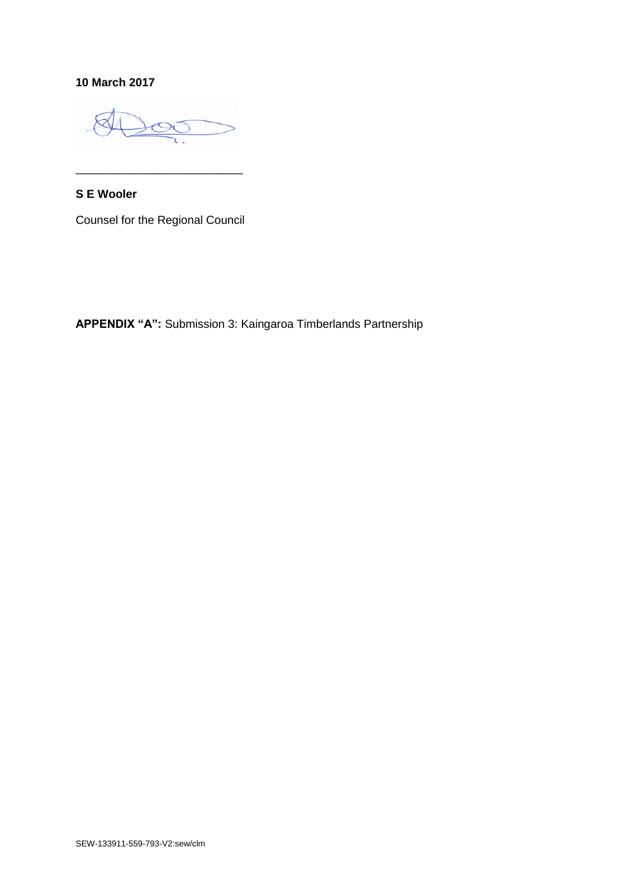**10 March 2017**

\_\_\_\_\_\_\_\_\_\_\_\_\_\_\_\_\_\_\_\_\_\_\_\_\_\_\_\_

**S E Wooler**

Counsel for the Regional Council

**APPENDIX "A":** Submission 3: Kaingaroa Timberlands Partnership

SEW-133911-559-793-V2:sew/clm